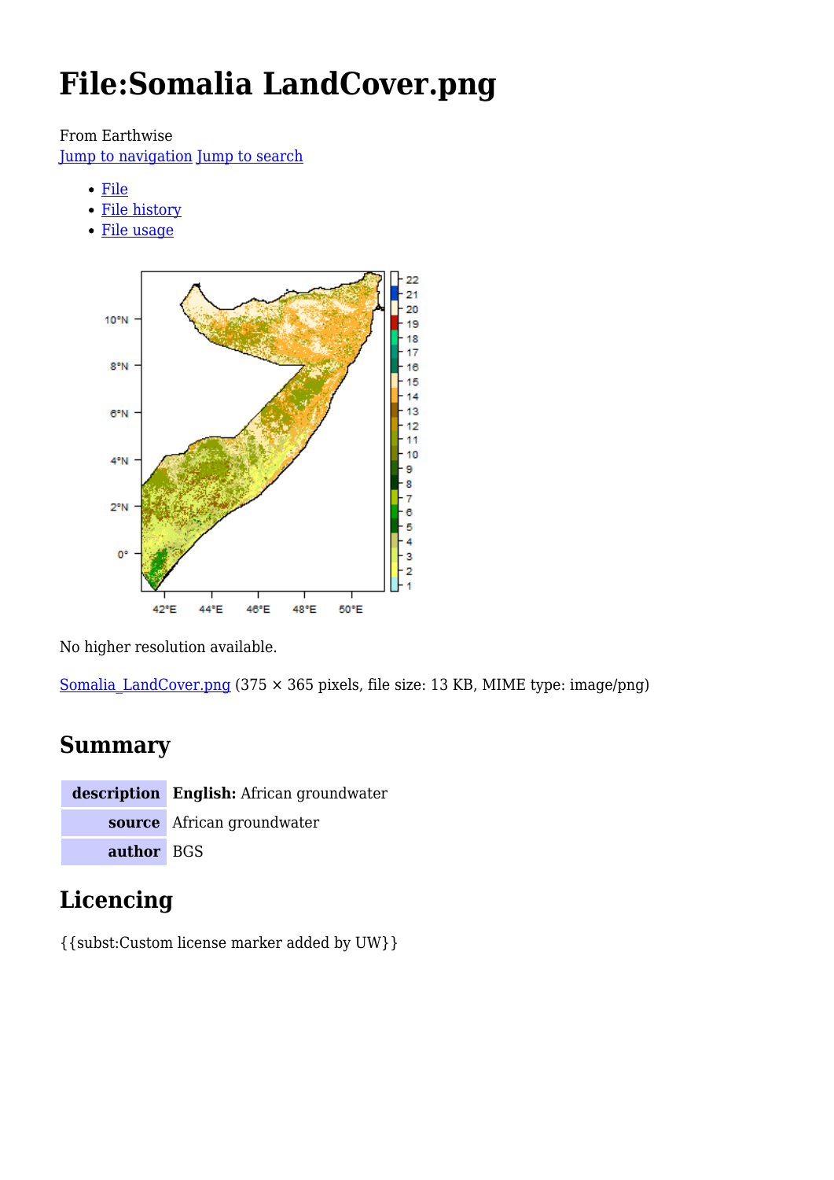# File:Somalia LandCover.png

From Earthwise

Jump to navigation Jump to search

- File
- File history
- File usage

No higher resolution available.

Somalia_LandCover.png (375 × 365 pixels, file size: 13 KB, MIME type: image/png)

## Summary

| | |
|---|---|
| **description** | **English:** African groundwater |
| **source** | African groundwater |
| **author** | BGS |

## Licencing

{{subst:Custom license marker added by UW}}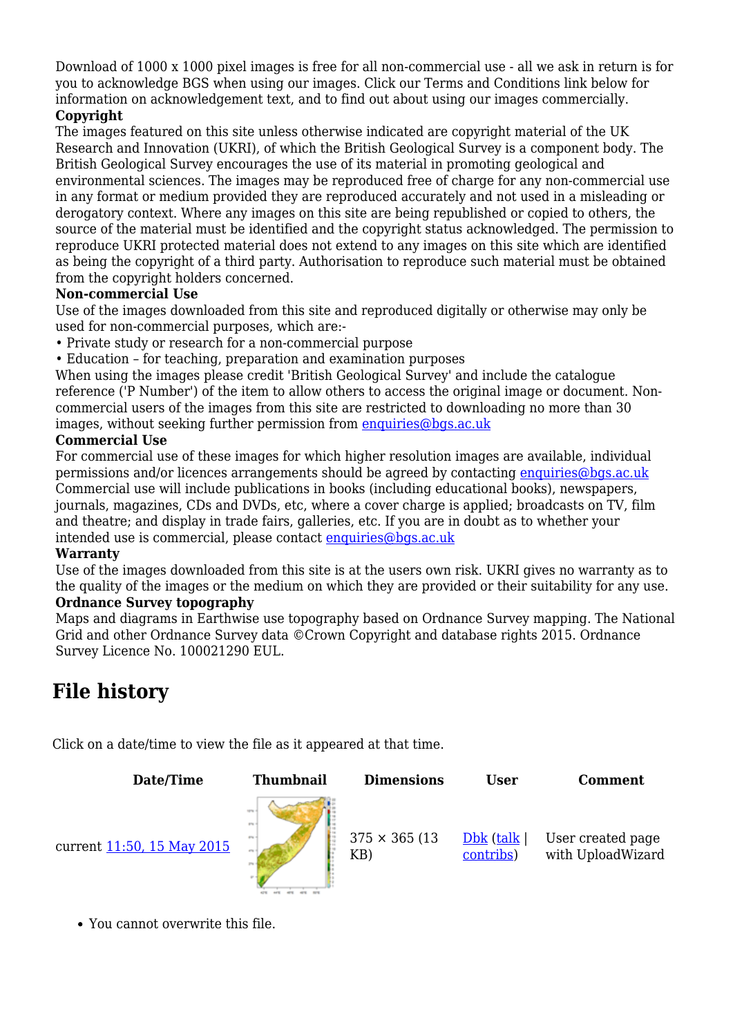Download of 1000 x 1000 pixel images is free for all non-commercial use - all we ask in return is for you to acknowledge BGS when using our images. Click our Terms and Conditions link below for information on acknowledgement text, and to find out about using our images commercially.

**Copyright**

The images featured on this site unless otherwise indicated are copyright material of the UK Research and Innovation (UKRI), of which the British Geological Survey is a component body. The British Geological Survey encourages the use of its material in promoting geological and environmental sciences. The images may be reproduced free of charge for any non-commercial use in any format or medium provided they are reproduced accurately and not used in a misleading or derogatory context. Where any images on this site are being republished or copied to others, the source of the material must be identified and the copyright status acknowledged. The permission to reproduce UKRI protected material does not extend to any images on this site which are identified as being the copyright of a third party. Authorisation to reproduce such material must be obtained from the copyright holders concerned.

**Non-commercial Use**

Use of the images downloaded from this site and reproduced digitally or otherwise may only be used for non-commercial purposes, which are:-

- Private study or research for a non-commercial purpose
- Education – for teaching, preparation and examination purposes

When using the images please credit 'British Geological Survey' and include the catalogue reference ('P Number') of the item to allow others to access the original image or document. Non-commercial users of the images from this site are restricted to downloading no more than 30 images, without seeking further permission from enquiries@bgs.ac.uk

**Commercial Use**

For commercial use of these images for which higher resolution images are available, individual permissions and/or licences arrangements should be agreed by contacting enquiries@bgs.ac.uk Commercial use will include publications in books (including educational books), newspapers, journals, magazines, CDs and DVDs, etc, where a cover charge is applied; broadcasts on TV, film and theatre; and display in trade fairs, galleries, etc. If you are in doubt as to whether your intended use is commercial, please contact enquiries@bgs.ac.uk

**Warranty**

Use of the images downloaded from this site is at the users own risk. UKRI gives no warranty as to the quality of the images or the medium on which they are provided or their suitability for any use.

**Ordnance Survey topography**

Maps and diagrams in Earthwise use topography based on Ordnance Survey mapping. The National Grid and other Ordnance Survey data ©Crown Copyright and database rights 2015. Ordnance Survey Licence No. 100021290 EUL.

## File history

Click on a date/time to view the file as it appeared at that time.

| | Date/Time | Thumbnail | Dimensions | User | Comment |
|---|---|---|---|---|---|
| current | 11:50, 15 May 2015 | | 375 × 365 (13 KB) | Dbk (talk \| contribs) | User created page with UploadWizard |

- You cannot overwrite this file.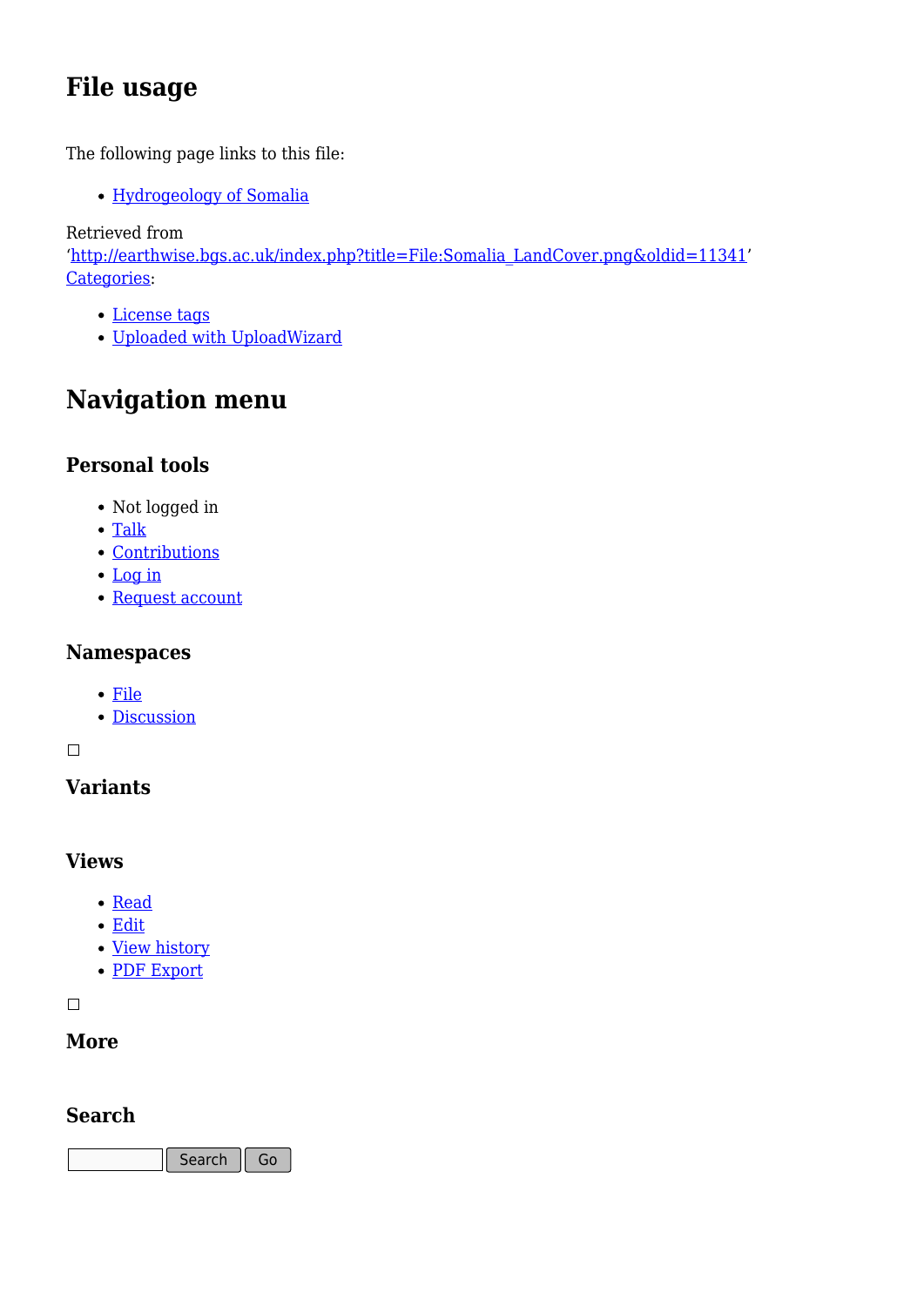## File usage

The following page links to this file:

- Hydrogeology of Somalia

Retrieved from
'http://earthwise.bgs.ac.uk/index.php?title=File:Somalia_LandCover.png&oldid=11341'
Categories:

- License tags
- Uploaded with UploadWizard

## Navigation menu

### Personal tools

- Not logged in
- Talk
- Contributions
- Log in
- Request account

### Namespaces

- File
- Discussion

### Variants

### Views

- Read
- Edit
- View history
- PDF Export

### More

### Search

Search Go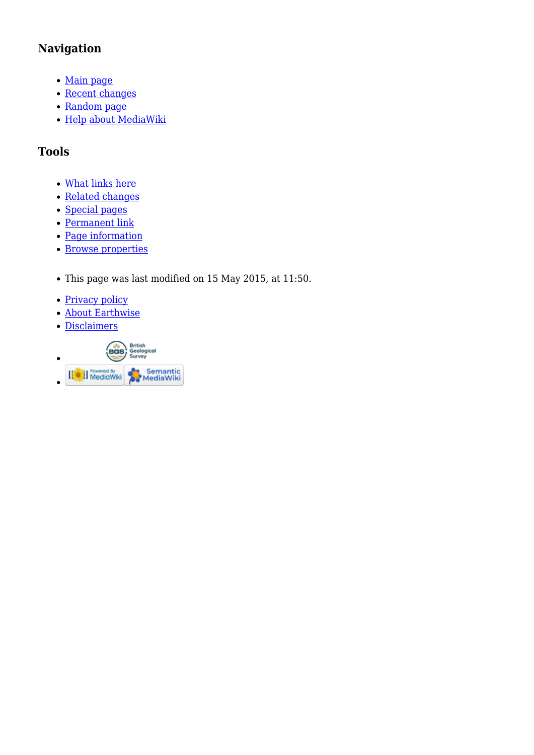### Navigation

- Main page
- Recent changes
- Random page
- Help about MediaWiki

### Tools

- What links here
- Related changes
- Special pages
- Permanent link
- Page information
- Browse properties

- This page was last modified on 15 May 2015, at 11:50.

- Privacy policy
- About Earthwise
- Disclaimers